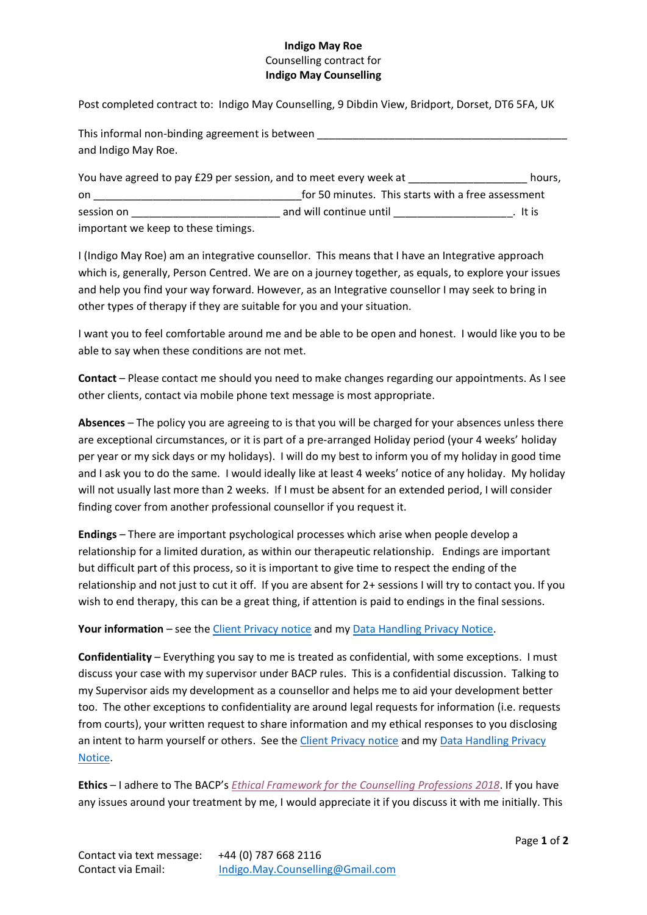**Indigo May Roe**
Counselling contract for
**Indigo May Counselling**

Post completed contract to: Indigo May Counselling, 9 Dibdin View, Bridport, Dorset, DT6 5FA, UK

This informal non-binding agreement is between \_\_\_\_\_\_\_\_\_\_\_\_\_\_\_\_\_\_\_\_\_\_\_\_\_\_\_\_\_\_\_\_\_\_\_\_\_\_\_\_\_\_\_ and Indigo May Roe.

You have agreed to pay £29 per session, and to meet every week at \_\_\_\_\_\_\_\_\_\_\_\_\_\_\_\_\_\_\_\_ hours, on \_\_\_\_\_\_\_\_\_\_\_\_\_\_\_\_\_\_\_\_\_\_\_\_\_\_\_\_\_\_\_\_\_\_\_\_for 50 minutes. This starts with a free assessment session on \_\_\_\_\_\_\_\_\_\_\_\_\_\_\_\_\_\_\_\_\_\_\_\_\_\_ and will continue until \_\_\_\_\_\_\_\_\_\_\_\_\_\_\_\_\_\_\_\_. It is important we keep to these timings.

I (Indigo May Roe) am an integrative counsellor. This means that I have an Integrative approach which is, generally, Person Centred. We are on a journey together, as equals, to explore your issues and help you find your way forward. However, as an Integrative counsellor I may seek to bring in other types of therapy if they are suitable for you and your situation.

I want you to feel comfortable around me and be able to be open and honest. I would like you to be able to say when these conditions are not met.

**Contact** – Please contact me should you need to make changes regarding our appointments. As I see other clients, contact via mobile phone text message is most appropriate.

**Absences** – The policy you are agreeing to is that you will be charged for your absences unless there are exceptional circumstances, or it is part of a pre-arranged Holiday period (your 4 weeks' holiday per year or my sick days or my holidays). I will do my best to inform you of my holiday in good time and I ask you to do the same. I would ideally like at least 4 weeks' notice of any holiday. My holiday will not usually last more than 2 weeks. If I must be absent for an extended period, I will consider finding cover from another professional counsellor if you request it.

**Endings** – There are important psychological processes which arise when people develop a relationship for a limited duration, as within our therapeutic relationship. Endings are important but difficult part of this process, so it is important to give time to respect the ending of the relationship and not just to cut it off. If you are absent for 2+ sessions I will try to contact you. If you wish to end therapy, this can be a great thing, if attention is paid to endings in the final sessions.

**Your information** – see the Client Privacy notice and my Data Handling Privacy Notice.

**Confidentiality** – Everything you say to me is treated as confidential, with some exceptions. I must discuss your case with my supervisor under BACP rules. This is a confidential discussion. Talking to my Supervisor aids my development as a counsellor and helps me to aid your development better too. The other exceptions to confidentiality are around legal requests for information (i.e. requests from courts), your written request to share information and my ethical responses to you disclosing an intent to harm yourself or others. See the Client Privacy notice and my Data Handling Privacy Notice.

**Ethics** – I adhere to The BACP's *Ethical Framework for the Counselling Professions 2018*. If you have any issues around your treatment by me, I would appreciate it if you discuss it with me initially. This

Contact via text message: +44 (0) 787 668 2116
Contact via Email: Indigo.May.Counselling@Gmail.com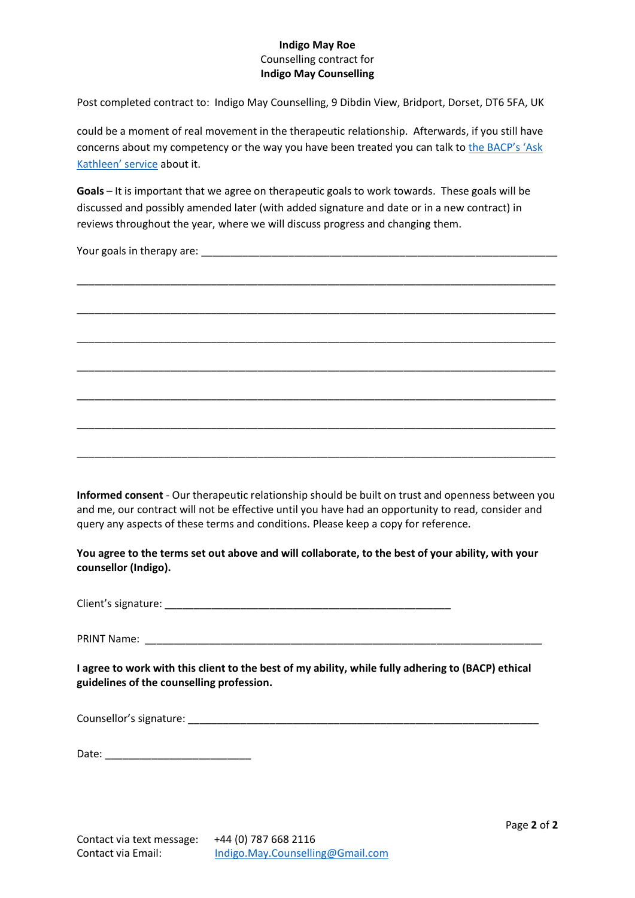**Indigo May Roe**
Counselling contract for
**Indigo May Counselling**

Post completed contract to: Indigo May Counselling, 9 Dibdin View, Bridport, Dorset, DT6 5FA, UK

could be a moment of real movement in the therapeutic relationship. Afterwards, if you still have concerns about my competency or the way you have been treated you can talk to [the BACP's 'Ask Kathleen' service] about it.

**Goals** – It is important that we agree on therapeutic goals to work towards. These goals will be discussed and possibly amended later (with added signature and date or in a new contract) in reviews throughout the year, where we will discuss progress and changing them.

Your goals in therapy are: ______________________________________________________________

________________________________________________________________________________

________________________________________________________________________________

________________________________________________________________________________

________________________________________________________________________________

________________________________________________________________________________

________________________________________________________________________________

________________________________________________________________________________

**Informed consent** - Our therapeutic relationship should be built on trust and openness between you and me, our contract will not be effective until you have had an opportunity to read, consider and query any aspects of these terms and conditions. Please keep a copy for reference.

**You agree to the terms set out above and will collaborate, to the best of your ability, with your counsellor (Indigo).**

Client's signature: __________________________________________________

PRINT Name: ______________________________________________________________________

**I agree to work with this client to the best of my ability, while fully adhering to (BACP) ethical guidelines of the counselling profession.**

Counsellor's signature: ____________________________________________________________

Date: _________________________

Contact via text message: +44 (0) 787 668 2116
Contact via Email: Indigo.May.Counselling@Gmail.com